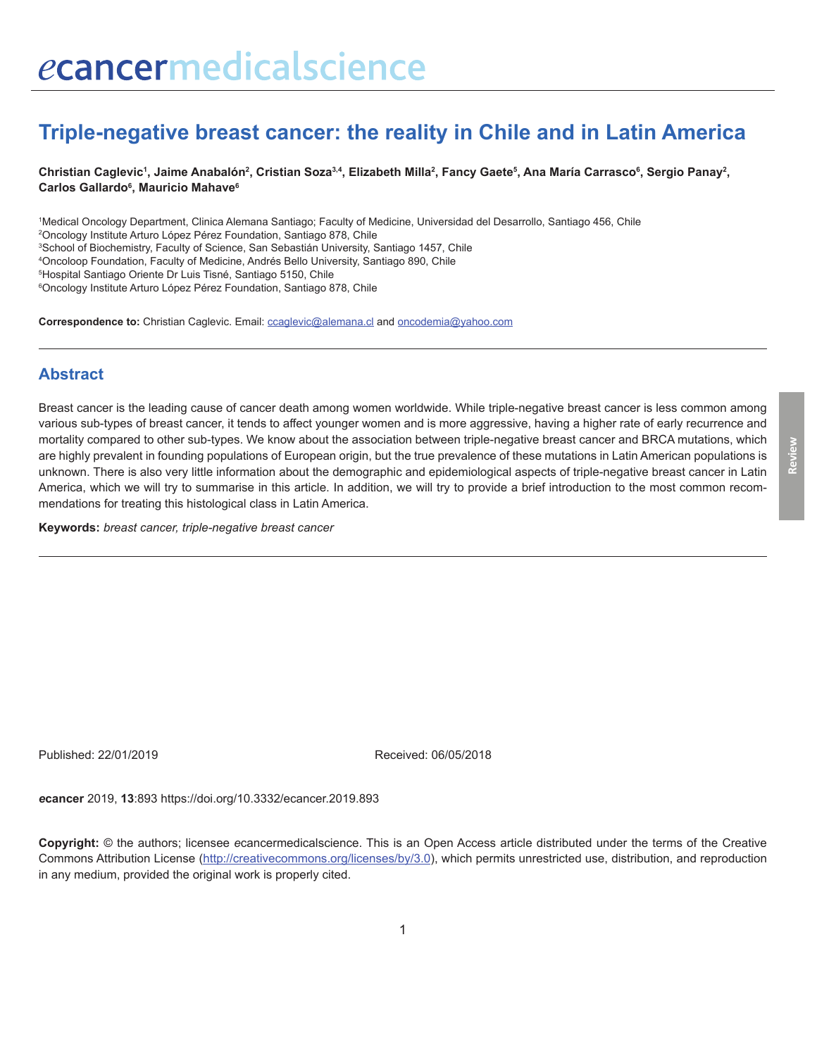# Triple-negative breast cancer: the reality in Chile and in Latin America

**Christian Caglevic[1], Jaime Anabalón[2], Cristian Soza[3,4], Elizabeth Milla[2], Fancy Gaete[5], Ana María Carrasco[6], Sergio Panay[2], Carlos Gallardo[6], Mauricio Mahave[6]**

[1]Medical Oncology Department, Clinica Alemana Santiago; Faculty of Medicine, Universidad del Desarrollo, Santiago 456, Chile
[2]Oncology Institute Arturo López Pérez Foundation, Santiago 878, Chile
[3]School of Biochemistry, Faculty of Science, San Sebastián University, Santiago 1457, Chile
[4]Oncoloop Foundation, Faculty of Medicine, Andrés Bello University, Santiago 890, Chile
[5]Hospital Santiago Oriente Dr Luis Tisné, Santiago 5150, Chile
[6]Oncology Institute Arturo López Pérez Foundation, Santiago 878, Chile

**Correspondence to:** Christian Caglevic. Email: ccaglevic@alemana.cl and oncodemia@yahoo.com

## Abstract

Breast cancer is the leading cause of cancer death among women worldwide. While triple-negative breast cancer is less common among various sub-types of breast cancer, it tends to affect younger women and is more aggressive, having a higher rate of early recurrence and mortality compared to other sub-types. We know about the association between triple-negative breast cancer and BRCA mutations, which are highly prevalent in founding populations of European origin, but the true prevalence of these mutations in Latin American populations is unknown. There is also very little information about the demographic and epidemiological aspects of triple-negative breast cancer in Latin America, which we will try to summarise in this article. In addition, we will try to provide a brief introduction to the most common recommendations for treating this histological class in Latin America.

**Keywords:** *breast cancer, triple-negative breast cancer*

Published: 22/01/2019 Received: 06/05/2018

*e*cancer 2019, **13**:893 https://doi.org/10.3332/ecancer.2019.893

**Copyright:** © the authors; licensee *e*cancermedicalscience. This is an Open Access article distributed under the terms of the Creative Commons Attribution License (http://creativecommons.org/licenses/by/3.0), which permits unrestricted use, distribution, and reproduction in any medium, provided the original work is properly cited.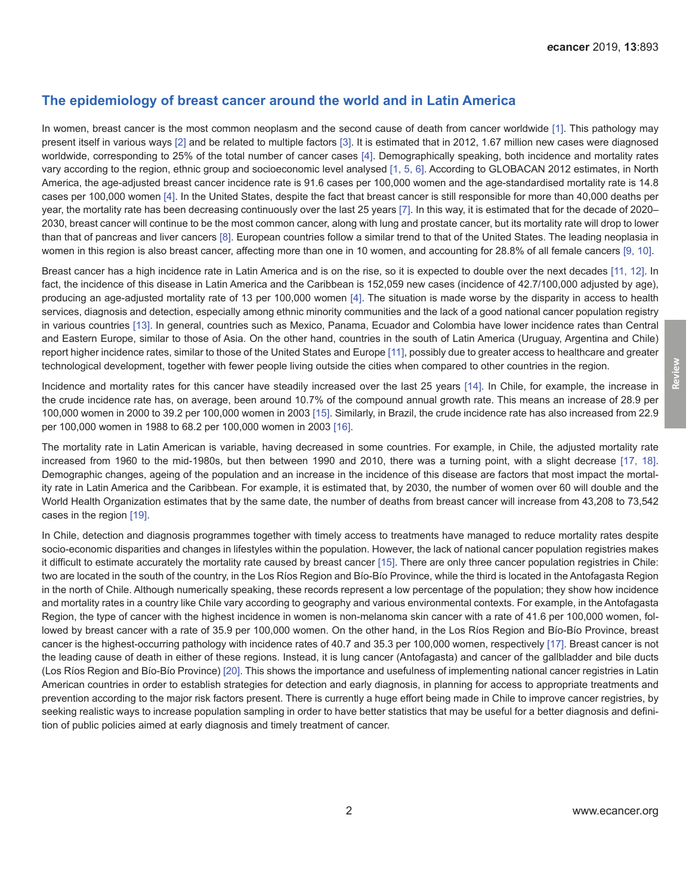## The epidemiology of breast cancer around the world and in Latin America

In women, breast cancer is the most common neoplasm and the second cause of death from cancer worldwide [1]. This pathology may present itself in various ways [2] and be related to multiple factors [3]. It is estimated that in 2012, 1.67 million new cases were diagnosed worldwide, corresponding to 25% of the total number of cancer cases [4]. Demographically speaking, both incidence and mortality rates vary according to the region, ethnic group and socioeconomic level analysed [1, 5, 6]. According to GLOBACAN 2012 estimates, in North America, the age-adjusted breast cancer incidence rate is 91.6 cases per 100,000 women and the age-standardised mortality rate is 14.8 cases per 100,000 women [4]. In the United States, despite the fact that breast cancer is still responsible for more than 40,000 deaths per year, the mortality rate has been decreasing continuously over the last 25 years [7]. In this way, it is estimated that for the decade of 2020–2030, breast cancer will continue to be the most common cancer, along with lung and prostate cancer, but its mortality rate will drop to lower than that of pancreas and liver cancers [8]. European countries follow a similar trend to that of the United States. The leading neoplasia in women in this region is also breast cancer, affecting more than one in 10 women, and accounting for 28.8% of all female cancers [9, 10].

Breast cancer has a high incidence rate in Latin America and is on the rise, so it is expected to double over the next decades [11, 12]. In fact, the incidence of this disease in Latin America and the Caribbean is 152,059 new cases (incidence of 42.7/100,000 adjusted by age), producing an age-adjusted mortality rate of 13 per 100,000 women [4]. The situation is made worse by the disparity in access to health services, diagnosis and detection, especially among ethnic minority communities and the lack of a good national cancer population registry in various countries [13]. In general, countries such as Mexico, Panama, Ecuador and Colombia have lower incidence rates than Central and Eastern Europe, similar to those of Asia. On the other hand, countries in the south of Latin America (Uruguay, Argentina and Chile) report higher incidence rates, similar to those of the United States and Europe [11], possibly due to greater access to healthcare and greater technological development, together with fewer people living outside the cities when compared to other countries in the region.

Incidence and mortality rates for this cancer have steadily increased over the last 25 years [14]. In Chile, for example, the increase in the crude incidence rate has, on average, been around 10.7% of the compound annual growth rate. This means an increase of 28.9 per 100,000 women in 2000 to 39.2 per 100,000 women in 2003 [15]. Similarly, in Brazil, the crude incidence rate has also increased from 22.9 per 100,000 women in 1988 to 68.2 per 100,000 women in 2003 [16].

The mortality rate in Latin American is variable, having decreased in some countries. For example, in Chile, the adjusted mortality rate increased from 1960 to the mid-1980s, but then between 1990 and 2010, there was a turning point, with a slight decrease [17, 18]. Demographic changes, ageing of the population and an increase in the incidence of this disease are factors that most impact the mortality rate in Latin America and the Caribbean. For example, it is estimated that, by 2030, the number of women over 60 will double and the World Health Organization estimates that by the same date, the number of deaths from breast cancer will increase from 43,208 to 73,542 cases in the region [19].

In Chile, detection and diagnosis programmes together with timely access to treatments have managed to reduce mortality rates despite socio-economic disparities and changes in lifestyles within the population. However, the lack of national cancer population registries makes it difficult to estimate accurately the mortality rate caused by breast cancer [15]. There are only three cancer population registries in Chile: two are located in the south of the country, in the Los Ríos Region and Bío-Bío Province, while the third is located in the Antofagasta Region in the north of Chile. Although numerically speaking, these records represent a low percentage of the population; they show how incidence and mortality rates in a country like Chile vary according to geography and various environmental contexts. For example, in the Antofagasta Region, the type of cancer with the highest incidence in women is non-melanoma skin cancer with a rate of 41.6 per 100,000 women, followed by breast cancer with a rate of 35.9 per 100,000 women. On the other hand, in the Los Ríos Region and Bío-Bío Province, breast cancer is the highest-occurring pathology with incidence rates of 40.7 and 35.3 per 100,000 women, respectively [17]. Breast cancer is not the leading cause of death in either of these regions. Instead, it is lung cancer (Antofagasta) and cancer of the gallbladder and bile ducts (Los Ríos Region and Bío-Bío Province) [20]. This shows the importance and usefulness of implementing national cancer registries in Latin American countries in order to establish strategies for detection and early diagnosis, in planning for access to appropriate treatments and prevention according to the major risk factors present. There is currently a huge effort being made in Chile to improve cancer registries, by seeking realistic ways to increase population sampling in order to have better statistics that may be useful for a better diagnosis and definition of public policies aimed at early diagnosis and timely treatment of cancer.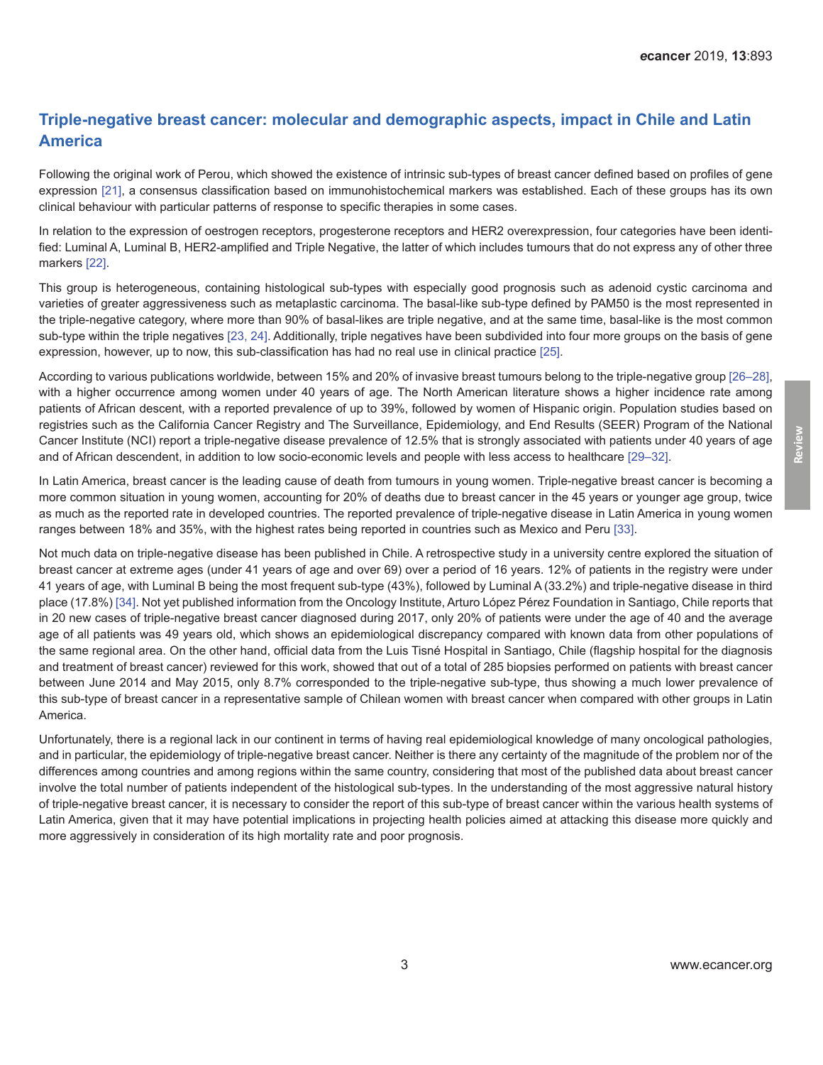## Triple-negative breast cancer: molecular and demographic aspects, impact in Chile and Latin America

Following the original work of Perou, which showed the existence of intrinsic sub-types of breast cancer defined based on profiles of gene expression [21], a consensus classification based on immunohistochemical markers was established. Each of these groups has its own clinical behaviour with particular patterns of response to specific therapies in some cases.

In relation to the expression of oestrogen receptors, progesterone receptors and HER2 overexpression, four categories have been identified: Luminal A, Luminal B, HER2-amplified and Triple Negative, the latter of which includes tumours that do not express any of other three markers [22].

This group is heterogeneous, containing histological sub-types with especially good prognosis such as adenoid cystic carcinoma and varieties of greater aggressiveness such as metaplastic carcinoma. The basal-like sub-type defined by PAM50 is the most represented in the triple-negative category, where more than 90% of basal-likes are triple negative, and at the same time, basal-like is the most common sub-type within the triple negatives [23, 24]. Additionally, triple negatives have been subdivided into four more groups on the basis of gene expression, however, up to now, this sub-classification has had no real use in clinical practice [25].

According to various publications worldwide, between 15% and 20% of invasive breast tumours belong to the triple-negative group [26–28], with a higher occurrence among women under 40 years of age. The North American literature shows a higher incidence rate among patients of African descent, with a reported prevalence of up to 39%, followed by women of Hispanic origin. Population studies based on registries such as the California Cancer Registry and The Surveillance, Epidemiology, and End Results (SEER) Program of the National Cancer Institute (NCI) report a triple-negative disease prevalence of 12.5% that is strongly associated with patients under 40 years of age and of African descendent, in addition to low socio-economic levels and people with less access to healthcare [29–32].

In Latin America, breast cancer is the leading cause of death from tumours in young women. Triple-negative breast cancer is becoming a more common situation in young women, accounting for 20% of deaths due to breast cancer in the 45 years or younger age group, twice as much as the reported rate in developed countries. The reported prevalence of triple-negative disease in Latin America in young women ranges between 18% and 35%, with the highest rates being reported in countries such as Mexico and Peru [33].

Not much data on triple-negative disease has been published in Chile. A retrospective study in a university centre explored the situation of breast cancer at extreme ages (under 41 years of age and over 69) over a period of 16 years. 12% of patients in the registry were under 41 years of age, with Luminal B being the most frequent sub-type (43%), followed by Luminal A (33.2%) and triple-negative disease in third place (17.8%) [34]. Not yet published information from the Oncology Institute, Arturo López Pérez Foundation in Santiago, Chile reports that in 20 new cases of triple-negative breast cancer diagnosed during 2017, only 20% of patients were under the age of 40 and the average age of all patients was 49 years old, which shows an epidemiological discrepancy compared with known data from other populations of the same regional area. On the other hand, official data from the Luis Tisné Hospital in Santiago, Chile (flagship hospital for the diagnosis and treatment of breast cancer) reviewed for this work, showed that out of a total of 285 biopsies performed on patients with breast cancer between June 2014 and May 2015, only 8.7% corresponded to the triple-negative sub-type, thus showing a much lower prevalence of this sub-type of breast cancer in a representative sample of Chilean women with breast cancer when compared with other groups in Latin America.

Unfortunately, there is a regional lack in our continent in terms of having real epidemiological knowledge of many oncological pathologies, and in particular, the epidemiology of triple-negative breast cancer. Neither is there any certainty of the magnitude of the problem nor of the differences among countries and among regions within the same country, considering that most of the published data about breast cancer involve the total number of patients independent of the histological sub-types. In the understanding of the most aggressive natural history of triple-negative breast cancer, it is necessary to consider the report of this sub-type of breast cancer within the various health systems of Latin America, given that it may have potential implications in projecting health policies aimed at attacking this disease more quickly and more aggressively in consideration of its high mortality rate and poor prognosis.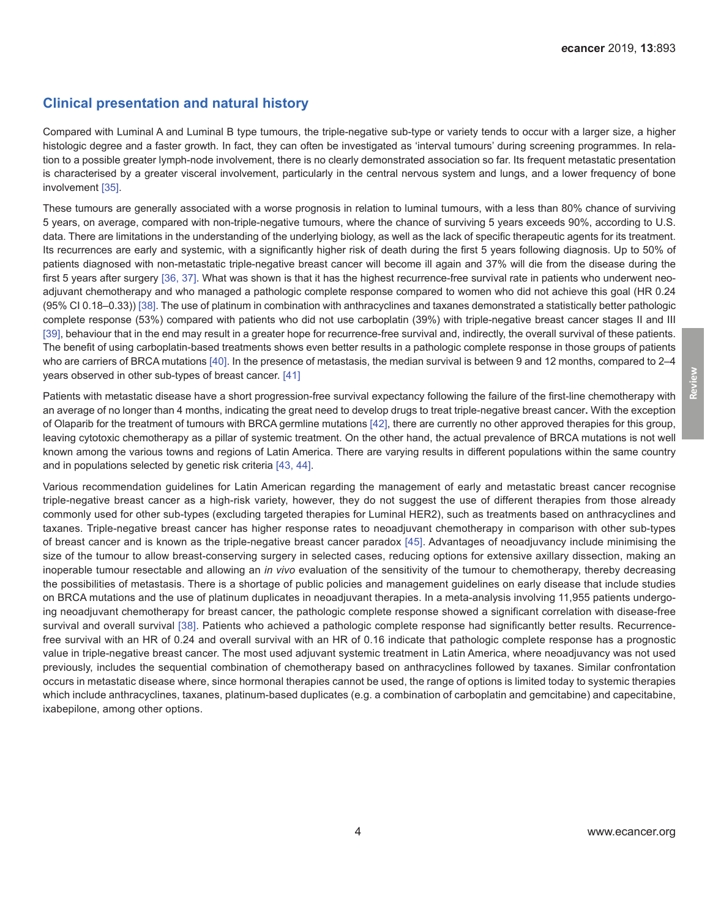## Clinical presentation and natural history

Compared with Luminal A and Luminal B type tumours, the triple-negative sub-type or variety tends to occur with a larger size, a higher histologic degree and a faster growth. In fact, they can often be investigated as 'interval tumours' during screening programmes. In relation to a possible greater lymph-node involvement, there is no clearly demonstrated association so far. Its frequent metastatic presentation is characterised by a greater visceral involvement, particularly in the central nervous system and lungs, and a lower frequency of bone involvement [35].

These tumours are generally associated with a worse prognosis in relation to luminal tumours, with a less than 80% chance of surviving 5 years, on average, compared with non-triple-negative tumours, where the chance of surviving 5 years exceeds 90%, according to U.S. data. There are limitations in the understanding of the underlying biology, as well as the lack of specific therapeutic agents for its treatment. Its recurrences are early and systemic, with a significantly higher risk of death during the first 5 years following diagnosis. Up to 50% of patients diagnosed with non-metastatic triple-negative breast cancer will become ill again and 37% will die from the disease during the first 5 years after surgery [36, 37]. What was shown is that it has the highest recurrence-free survival rate in patients who underwent neoadjuvant chemotherapy and who managed a pathologic complete response compared to women who did not achieve this goal (HR 0.24 (95% CI 0.18–0.33)) [38]. The use of platinum in combination with anthracyclines and taxanes demonstrated a statistically better pathologic complete response (53%) compared with patients who did not use carboplatin (39%) with triple-negative breast cancer stages II and III [39], behaviour that in the end may result in a greater hope for recurrence-free survival and, indirectly, the overall survival of these patients. The benefit of using carboplatin-based treatments shows even better results in a pathologic complete response in those groups of patients who are carriers of BRCA mutations [40]. In the presence of metastasis, the median survival is between 9 and 12 months, compared to 2–4 years observed in other sub-types of breast cancer. [41]

Patients with metastatic disease have a short progression-free survival expectancy following the failure of the first-line chemotherapy with an average of no longer than 4 months, indicating the great need to develop drugs to treat triple-negative breast cancer**.** With the exception of Olaparib for the treatment of tumours with BRCA germline mutations [42], there are currently no other approved therapies for this group, leaving cytotoxic chemotherapy as a pillar of systemic treatment. On the other hand, the actual prevalence of BRCA mutations is not well known among the various towns and regions of Latin America. There are varying results in different populations within the same country and in populations selected by genetic risk criteria [43, 44].

Various recommendation guidelines for Latin American regarding the management of early and metastatic breast cancer recognise triple-negative breast cancer as a high-risk variety, however, they do not suggest the use of different therapies from those already commonly used for other sub-types (excluding targeted therapies for Luminal HER2), such as treatments based on anthracyclines and taxanes. Triple-negative breast cancer has higher response rates to neoadjuvant chemotherapy in comparison with other sub-types of breast cancer and is known as the triple-negative breast cancer paradox [45]. Advantages of neoadjuvancy include minimising the size of the tumour to allow breast-conserving surgery in selected cases, reducing options for extensive axillary dissection, making an inoperable tumour resectable and allowing an *in vivo* evaluation of the sensitivity of the tumour to chemotherapy, thereby decreasing the possibilities of metastasis. There is a shortage of public policies and management guidelines on early disease that include studies on BRCA mutations and the use of platinum duplicates in neoadjuvant therapies. In a meta-analysis involving 11,955 patients undergoing neoadjuvant chemotherapy for breast cancer, the pathologic complete response showed a significant correlation with disease-free survival and overall survival [38]. Patients who achieved a pathologic complete response had significantly better results. Recurrence-free survival with an HR of 0.24 and overall survival with an HR of 0.16 indicate that pathologic complete response has a prognostic value in triple-negative breast cancer. The most used adjuvant systemic treatment in Latin America, where neoadjuvancy was not used previously, includes the sequential combination of chemotherapy based on anthracyclines followed by taxanes. Similar confrontation occurs in metastatic disease where, since hormonal therapies cannot be used, the range of options is limited today to systemic therapies which include anthracyclines, taxanes, platinum-based duplicates (e.g. a combination of carboplatin and gemcitabine) and capecitabine, ixabepilone, among other options.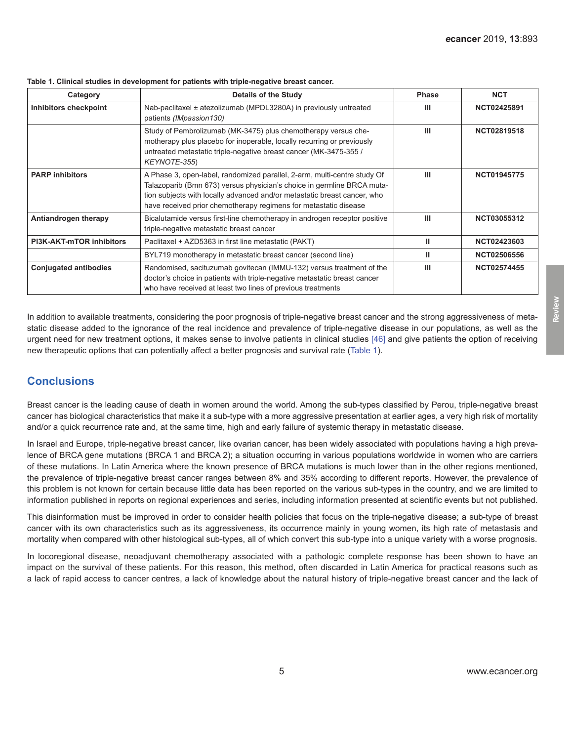**Table 1. Clinical studies in development for patients with triple-negative breast cancer.**

| Category | Details of the Study | Phase | NCT |
|---|---|---|---|
| **Inhibitors checkpoint** | Nab-paclitaxel ± atezolizumab (MPDL3280A) in previously untreated patients *(IMpassion130)* | III | NCT02425891 |
| | Study of Pembrolizumab (MK-3475) plus chemotherapy versus chemotherapy plus placebo for inoperable, locally recurring or previously untreated metastatic triple-negative breast cancer (MK-3475-355 / *KEYNOTE-355*) | III | NCT02819518 |
| **PARP inhibitors** | A Phase 3, open-label, randomized parallel, 2-arm, multi-centre study Of Talazoparib (Bmn 673) versus physician's choice in germline BRCA mutation subjects with locally advanced and/or metastatic breast cancer, who have received prior chemotherapy regimens for metastatic disease | III | NCT01945775 |
| **Antiandrogen therapy** | Bicalutamide versus first-line chemotherapy in androgen receptor positive triple-negative metastatic breast cancer | III | NCT03055312 |
| **PI3K-AKT-mTOR inhibitors** | Paclitaxel + AZD5363 in first line metastatic (PAKT) | II | NCT02423603 |
| | BYL719 monotherapy in metastatic breast cancer (second line) | II | NCT02506556 |
| **Conjugated antibodies** | Randomised, sacituzumab govitecan (IMMU-132) versus treatment of the doctor's choice in patients with triple-negative metastatic breast cancer who have received at least two lines of previous treatments | III | NCT02574455 |

In addition to available treatments, considering the poor prognosis of triple-negative breast cancer and the strong aggressiveness of metastatic disease added to the ignorance of the real incidence and prevalence of triple-negative disease in our populations, as well as the urgent need for new treatment options, it makes sense to involve patients in clinical studies [46] and give patients the option of receiving new therapeutic options that can potentially affect a better prognosis and survival rate (Table 1).

## Conclusions

Breast cancer is the leading cause of death in women around the world. Among the sub-types classified by Perou, triple-negative breast cancer has biological characteristics that make it a sub-type with a more aggressive presentation at earlier ages, a very high risk of mortality and/or a quick recurrence rate and, at the same time, high and early failure of systemic therapy in metastatic disease.

In Israel and Europe, triple-negative breast cancer, like ovarian cancer, has been widely associated with populations having a high prevalence of BRCA gene mutations (BRCA 1 and BRCA 2); a situation occurring in various populations worldwide in women who are carriers of these mutations. In Latin America where the known presence of BRCA mutations is much lower than in the other regions mentioned, the prevalence of triple-negative breast cancer ranges between 8% and 35% according to different reports. However, the prevalence of this problem is not known for certain because little data has been reported on the various sub-types in the country, and we are limited to information published in reports on regional experiences and series, including information presented at scientific events but not published.

This disinformation must be improved in order to consider health policies that focus on the triple-negative disease; a sub-type of breast cancer with its own characteristics such as its aggressiveness, its occurrence mainly in young women, its high rate of metastasis and mortality when compared with other histological sub-types, all of which convert this sub-type into a unique variety with a worse prognosis.

In locoregional disease, neoadjuvant chemotherapy associated with a pathologic complete response has been shown to have an impact on the survival of these patients. For this reason, this method, often discarded in Latin America for practical reasons such as a lack of rapid access to cancer centres, a lack of knowledge about the natural history of triple-negative breast cancer and the lack of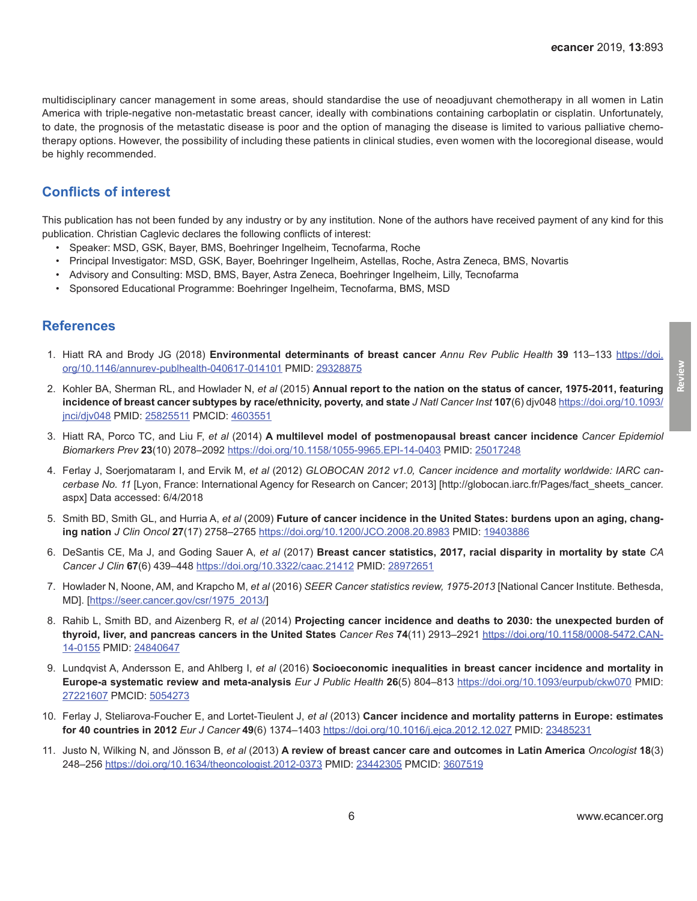multidisciplinary cancer management in some areas, should standardise the use of neoadjuvant chemotherapy in all women in Latin America with triple-negative non-metastatic breast cancer, ideally with combinations containing carboplatin or cisplatin. Unfortunately, to date, the prognosis of the metastatic disease is poor and the option of managing the disease is limited to various palliative chemotherapy options. However, the possibility of including these patients in clinical studies, even women with the locoregional disease, would be highly recommended.

## Conflicts of interest

This publication has not been funded by any industry or by any institution. None of the authors have received payment of any kind for this publication. Christian Caglevic declares the following conflicts of interest:

- Speaker: MSD, GSK, Bayer, BMS, Boehringer Ingelheim, Tecnofarma, Roche
- Principal Investigator: MSD, GSK, Bayer, Boehringer Ingelheim, Astellas, Roche, Astra Zeneca, BMS, Novartis
- Advisory and Consulting: MSD, BMS, Bayer, Astra Zeneca, Boehringer Ingelheim, Lilly, Tecnofarma
- Sponsored Educational Programme: Boehringer Ingelheim, Tecnofarma, BMS, MSD

## References

1. Hiatt RA and Brody JG (2018) **Environmental determinants of breast cancer** *Annu Rev Public Health* **39** 113–133 https://doi.org/10.1146/annurev-publhealth-040617-014101 PMID: 29328875
2. Kohler BA, Sherman RL, and Howlader N, *et al* (2015) **Annual report to the nation on the status of cancer, 1975-2011, featuring incidence of breast cancer subtypes by race/ethnicity, poverty, and state** *J Natl Cancer Inst* **107**(6) djv048 https://doi.org/10.1093/jnci/djv048 PMID: 25825511 PMCID: 4603551
3. Hiatt RA, Porco TC, and Liu F, *et al* (2014) **A multilevel model of postmenopausal breast cancer incidence** *Cancer Epidemiol Biomarkers Prev* **23**(10) 2078–2092 https://doi.org/10.1158/1055-9965.EPI-14-0403 PMID: 25017248
4. Ferlay J, Soerjomataram I, and Ervik M, *et al* (2012) *GLOBOCAN 2012 v1.0, Cancer incidence and mortality worldwide: IARC cancerbase No. 11* [Lyon, France: International Agency for Research on Cancer; 2013] [http://globocan.iarc.fr/Pages/fact_sheets_cancer.aspx] Data accessed: 6/4/2018
5. Smith BD, Smith GL, and Hurria A, *et al* (2009) **Future of cancer incidence in the United States: burdens upon an aging, changing nation** *J Clin Oncol* **27**(17) 2758–2765 https://doi.org/10.1200/JCO.2008.20.8983 PMID: 19403886
6. DeSantis CE, Ma J, and Goding Sauer A, *et al* (2017) **Breast cancer statistics, 2017, racial disparity in mortality by state** *CA Cancer J Clin* **67**(6) 439–448 https://doi.org/10.3322/caac.21412 PMID: 28972651
7. Howlader N, Noone, AM, and Krapcho M, *et al* (2016) *SEER Cancer statistics review, 1975-2013* [National Cancer Institute. Bethesda, MD]. [https://seer.cancer.gov/csr/1975_2013/]
8. Rahib L, Smith BD, and Aizenberg R, *et al* (2014) **Projecting cancer incidence and deaths to 2030: the unexpected burden of thyroid, liver, and pancreas cancers in the United States** *Cancer Res* **74**(11) 2913–2921 https://doi.org/10.1158/0008-5472.CAN-14-0155 PMID: 24840647
9. Lundqvist A, Andersson E, and Ahlberg I, *et al* (2016) **Socioeconomic inequalities in breast cancer incidence and mortality in Europe-a systematic review and meta-analysis** *Eur J Public Health* **26**(5) 804–813 https://doi.org/10.1093/eurpub/ckw070 PMID: 27221607 PMCID: 5054273
10. Ferlay J, Steliarova-Foucher E, and Lortet-Tieulent J, *et al* (2013) **Cancer incidence and mortality patterns in Europe: estimates for 40 countries in 2012** *Eur J Cancer* **49**(6) 1374–1403 https://doi.org/10.1016/j.ejca.2012.12.027 PMID: 23485231
11. Justo N, Wilking N, and Jönsson B, *et al* (2013) **A review of breast cancer care and outcomes in Latin America** *Oncologist* **18**(3) 248–256 https://doi.org/10.1634/theoncologist.2012-0373 PMID: 23442305 PMCID: 3607519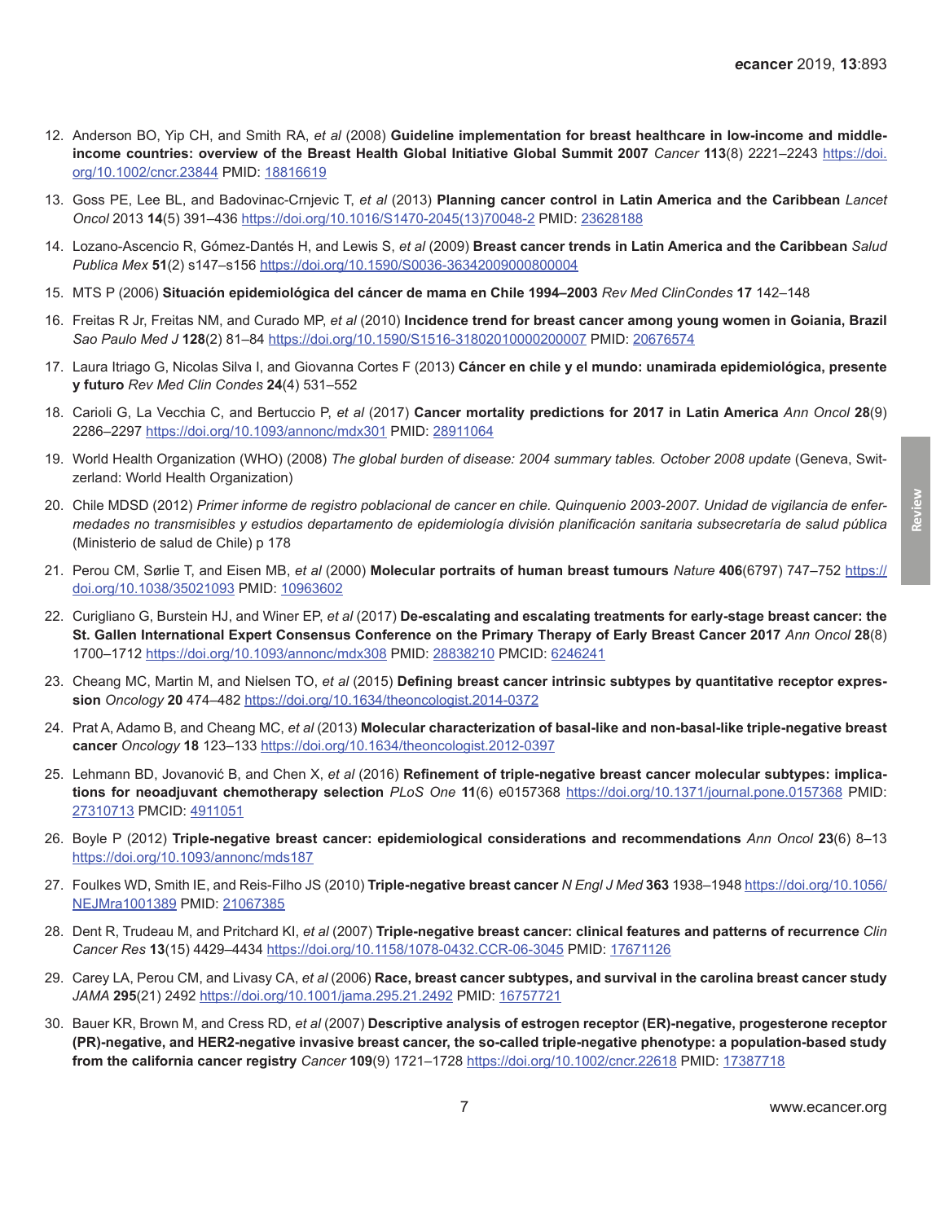12. Anderson BO, Yip CH, and Smith RA, *et al* (2008) **Guideline implementation for breast healthcare in low-income and middle-income countries: overview of the Breast Health Global Initiative Global Summit 2007** *Cancer* **113**(8) 2221–2243 https://doi.org/10.1002/cncr.23844 PMID: 18816619

13. Goss PE, Lee BL, and Badovinac-Crnjevic T, *et al* (2013) **Planning cancer control in Latin America and the Caribbean** *Lancet Oncol* 2013 **14**(5) 391–436 https://doi.org/10.1016/S1470-2045(13)70048-2 PMID: 23628188

14. Lozano-Ascencio R, Gómez-Dantés H, and Lewis S, *et al* (2009) **Breast cancer trends in Latin America and the Caribbean** *Salud Publica Mex* **51**(2) s147–s156 https://doi.org/10.1590/S0036-36342009000800004

15. MTS P (2006) **Situación epidemiológica del cáncer de mama en Chile 1994–2003** *Rev Med ClinCondes* **17** 142–148

16. Freitas R Jr, Freitas NM, and Curado MP, *et al* (2010) **Incidence trend for breast cancer among young women in Goiania, Brazil** *Sao Paulo Med J* **128**(2) 81–84 https://doi.org/10.1590/S1516-31802010000200007 PMID: 20676574

17. Laura Itriago G, Nicolas Silva I, and Giovanna Cortes F (2013) **Cáncer en chile y el mundo: unamirada epidemiológica, presente y futuro** *Rev Med Clin Condes* **24**(4) 531–552

18. Carioli G, La Vecchia C, and Bertuccio P, *et al* (2017) **Cancer mortality predictions for 2017 in Latin America** *Ann Oncol* **28**(9) 2286–2297 https://doi.org/10.1093/annonc/mdx301 PMID: 28911064

19. World Health Organization (WHO) (2008) *The global burden of disease: 2004 summary tables. October 2008 update* (Geneva, Switzerland: World Health Organization)

20. Chile MDSD (2012) *Primer informe de registro poblacional de cancer en chile. Quinquenio 2003-2007. Unidad de vigilancia de enfermedades no transmisibles y estudios departamento de epidemiología división planificación sanitaria subsecretaría de salud pública* (Ministerio de salud de Chile) p 178

21. Perou CM, Sørlie T, and Eisen MB, *et al* (2000) **Molecular portraits of human breast tumours** *Nature* **406**(6797) 747–752 https://doi.org/10.1038/35021093 PMID: 10963602

22. Curigliano G, Burstein HJ, and Winer EP, *et al* (2017) **De-escalating and escalating treatments for early-stage breast cancer: the St. Gallen International Expert Consensus Conference on the Primary Therapy of Early Breast Cancer 2017** *Ann Oncol* **28**(8) 1700–1712 https://doi.org/10.1093/annonc/mdx308 PMID: 28838210 PMCID: 6246241

23. Cheang MC, Martin M, and Nielsen TO, *et al* (2015) **Defining breast cancer intrinsic subtypes by quantitative receptor expression** *Oncology* **20** 474–482 https://doi.org/10.1634/theoncologist.2014-0372

24. Prat A, Adamo B, and Cheang MC, *et al* (2013) **Molecular characterization of basal-like and non-basal-like triple-negative breast cancer** *Oncology* **18** 123–133 https://doi.org/10.1634/theoncologist.2012-0397

25. Lehmann BD, Jovanović B, and Chen X, *et al* (2016) **Refinement of triple-negative breast cancer molecular subtypes: implications for neoadjuvant chemotherapy selection** *PLoS One* **11**(6) e0157368 https://doi.org/10.1371/journal.pone.0157368 PMID: 27310713 PMCID: 4911051

26. Boyle P (2012) **Triple-negative breast cancer: epidemiological considerations and recommendations** *Ann Oncol* **23**(6) 8–13 https://doi.org/10.1093/annonc/mds187

27. Foulkes WD, Smith IE, and Reis-Filho JS (2010) **Triple-negative breast cancer** *N Engl J Med* **363** 1938–1948 https://doi.org/10.1056/NEJMra1001389 PMID: 21067385

28. Dent R, Trudeau M, and Pritchard KI, *et al* (2007) **Triple-negative breast cancer: clinical features and patterns of recurrence** *Clin Cancer Res* **13**(15) 4429–4434 https://doi.org/10.1158/1078-0432.CCR-06-3045 PMID: 17671126

29. Carey LA, Perou CM, and Livasy CA, *et al* (2006) **Race, breast cancer subtypes, and survival in the carolina breast cancer study** *JAMA* **295**(21) 2492 https://doi.org/10.1001/jama.295.21.2492 PMID: 16757721

30. Bauer KR, Brown M, and Cress RD, *et al* (2007) **Descriptive analysis of estrogen receptor (ER)-negative, progesterone receptor (PR)-negative, and HER2-negative invasive breast cancer, the so-called triple-negative phenotype: a population-based study from the california cancer registry** *Cancer* **109**(9) 1721–1728 https://doi.org/10.1002/cncr.22618 PMID: 17387718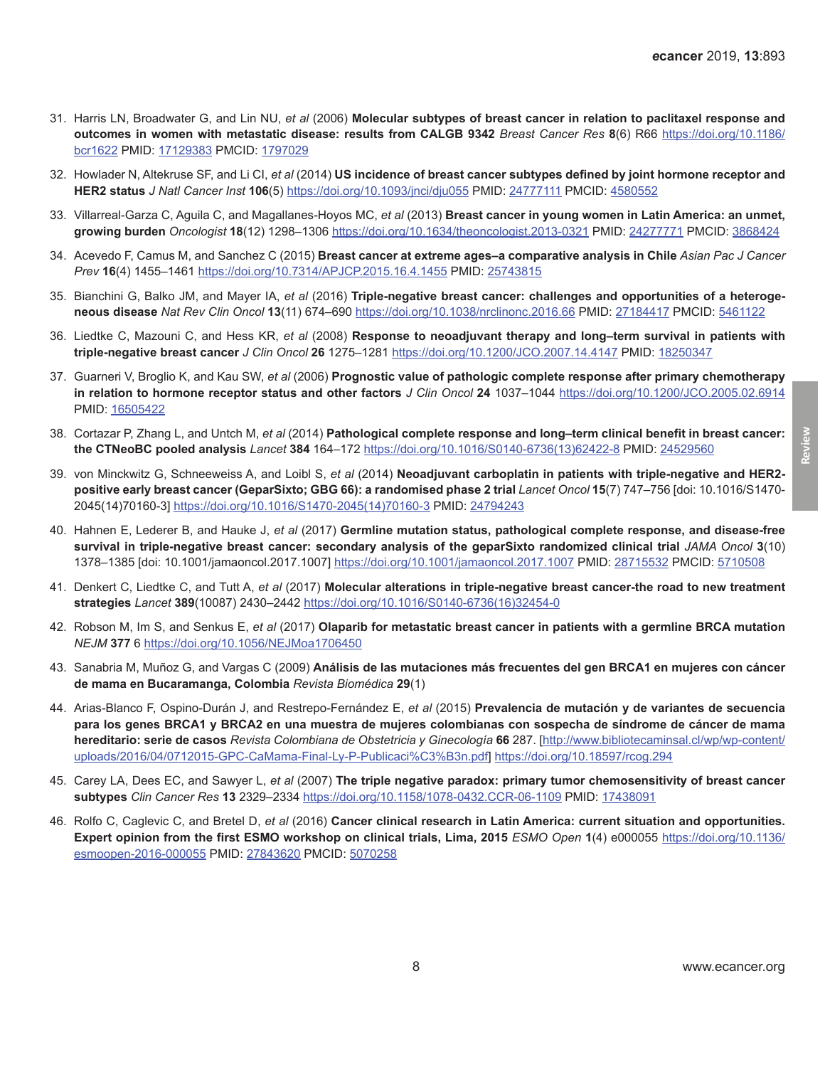31. Harris LN, Broadwater G, and Lin NU, *et al* (2006) **Molecular subtypes of breast cancer in relation to paclitaxel response and outcomes in women with metastatic disease: results from CALGB 9342** *Breast Cancer Res* **8**(6) R66 https://doi.org/10.1186/bcr1622 PMID: 17129383 PMCID: 1797029

32. Howlader N, Altekruse SF, and Li CI, *et al* (2014) **US incidence of breast cancer subtypes defined by joint hormone receptor and HER2 status** *J Natl Cancer Inst* **106**(5) https://doi.org/10.1093/jnci/dju055 PMID: 24777111 PMCID: 4580552

33. Villarreal-Garza C, Aguila C, and Magallanes-Hoyos MC, *et al* (2013) **Breast cancer in young women in Latin America: an unmet, growing burden** *Oncologist* **18**(12) 1298–1306 https://doi.org/10.1634/theoncologist.2013-0321 PMID: 24277771 PMCID: 3868424

34. Acevedo F, Camus M, and Sanchez C (2015) **Breast cancer at extreme ages–a comparative analysis in Chile** *Asian Pac J Cancer Prev* **16**(4) 1455–1461 https://doi.org/10.7314/APJCP.2015.16.4.1455 PMID: 25743815

35. Bianchini G, Balko JM, and Mayer IA, *et al* (2016) **Triple-negative breast cancer: challenges and opportunities of a heterogeneous disease** *Nat Rev Clin Oncol* **13**(11) 674–690 https://doi.org/10.1038/nrclinonc.2016.66 PMID: 27184417 PMCID: 5461122

36. Liedtke C, Mazouni C, and Hess KR, *et al* (2008) **Response to neoadjuvant therapy and long–term survival in patients with triple-negative breast cancer** *J Clin Oncol* **26** 1275–1281 https://doi.org/10.1200/JCO.2007.14.4147 PMID: 18250347

37. Guarneri V, Broglio K, and Kau SW, *et al* (2006) **Prognostic value of pathologic complete response after primary chemotherapy in relation to hormone receptor status and other factors** *J Clin Oncol* **24** 1037–1044 https://doi.org/10.1200/JCO.2005.02.6914 PMID: 16505422

38. Cortazar P, Zhang L, and Untch M, *et al* (2014) **Pathological complete response and long–term clinical benefit in breast cancer: the CTNeoBC pooled analysis** *Lancet* **384** 164–172 https://doi.org/10.1016/S0140-6736(13)62422-8 PMID: 24529560

39. von Minckwitz G, Schneeweiss A, and Loibl S, *et al* (2014) **Neoadjuvant carboplatin in patients with triple-negative and HER2-positive early breast cancer (GeparSixto; GBG 66): a randomised phase 2 trial** *Lancet Oncol* **15**(7) 747–756 [doi: 10.1016/S1470-2045(14)70160-3] https://doi.org/10.1016/S1470-2045(14)70160-3 PMID: 24794243

40. Hahnen E, Lederer B, and Hauke J, *et al* (2017) **Germline mutation status, pathological complete response, and disease-free survival in triple-negative breast cancer: secondary analysis of the geparSixto randomized clinical trial** *JAMA Oncol* **3**(10) 1378–1385 [doi: 10.1001/jamaoncol.2017.1007] https://doi.org/10.1001/jamaoncol.2017.1007 PMID: 28715532 PMCID: 5710508

41. Denkert C, Liedtke C, and Tutt A, *et al* (2017) **Molecular alterations in triple-negative breast cancer-the road to new treatment strategies** *Lancet* **389**(10087) 2430–2442 https://doi.org/10.1016/S0140-6736(16)32454-0

42. Robson M, Im S, and Senkus E, *et al* (2017) **Olaparib for metastatic breast cancer in patients with a germline BRCA mutation** *NEJM* **377** 6 https://doi.org/10.1056/NEJMoa1706450

43. Sanabria M, Muñoz G, and Vargas C (2009) **Análisis de las mutaciones más frecuentes del gen BRCA1 en mujeres con cáncer de mama en Bucaramanga, Colombia** *Revista Biomédica* **29**(1)

44. Arias-Blanco F, Ospino-Durán J, and Restrepo-Fernández E, *et al* (2015) **Prevalencia de mutación y de variantes de secuencia para los genes BRCA1 y BRCA2 en una muestra de mujeres colombianas con sospecha de síndrome de cáncer de mama hereditario: serie de casos** *Revista Colombiana de Obstetricia y Ginecología* **66** 287. [http://www.bibliotecaminsal.cl/wp/wp-content/uploads/2016/04/0712015-GPC-CaMama-Final-Ly-P-Publicaci%C3%B3n.pdf] https://doi.org/10.18597/rcog.294

45. Carey LA, Dees EC, and Sawyer L, *et al* (2007) **The triple negative paradox: primary tumor chemosensitivity of breast cancer subtypes** *Clin Cancer Res* **13** 2329–2334 https://doi.org/10.1158/1078-0432.CCR-06-1109 PMID: 17438091

46. Rolfo C, Caglevic C, and Bretel D, *et al* (2016) **Cancer clinical research in Latin America: current situation and opportunities. Expert opinion from the first ESMO workshop on clinical trials, Lima, 2015** *ESMO Open* **1**(4) e000055 https://doi.org/10.1136/esmoopen-2016-000055 PMID: 27843620 PMCID: 5070258